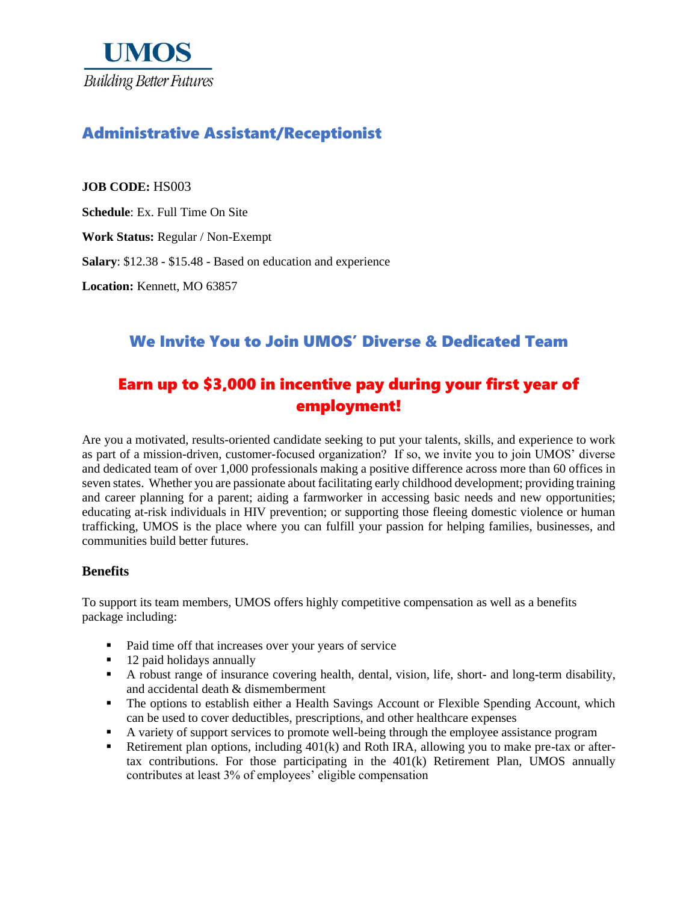UMOS

*Building Better Futures*

# Administrative Assistant/Receptionist

**JOB CODE:** HS003

**Schedule**: Ex. Full Time On Site

**Work Status:** Regular / Non-Exempt

**Salary**: $12.38 - $15.48 - Based on education and experience

**Location:** Kennett, MO 63857

## We Invite You to Join UMOS' Diverse & Dedicated Team

## Earn up to $3,000 in incentive pay during your first year of employment!

Are you a motivated, results-oriented candidate seeking to put your talents, skills, and experience to work as part of a mission-driven, customer-focused organization? If so, we invite you to join UMOS' diverse and dedicated team of over 1,000 professionals making a positive difference across more than 60 offices in seven states. Whether you are passionate about facilitating early childhood development; providing training and career planning for a parent; aiding a farmworker in accessing basic needs and new opportunities; educating at-risk individuals in HIV prevention; or supporting those fleeing domestic violence or human trafficking, UMOS is the place where you can fulfill your passion for helping families, businesses, and communities build better futures.

### Benefits

To support its team members, UMOS offers highly competitive compensation as well as a benefits package including:

- Paid time off that increases over your years of service
- 12 paid holidays annually
- A robust range of insurance covering health, dental, vision, life, short- and long-term disability, and accidental death & dismemberment
- The options to establish either a Health Savings Account or Flexible Spending Account, which can be used to cover deductibles, prescriptions, and other healthcare expenses
- A variety of support services to promote well-being through the employee assistance program
- Retirement plan options, including 401(k) and Roth IRA, allowing you to make pre-tax or after-tax contributions. For those participating in the 401(k) Retirement Plan, UMOS annually contributes at least 3% of employees' eligible compensation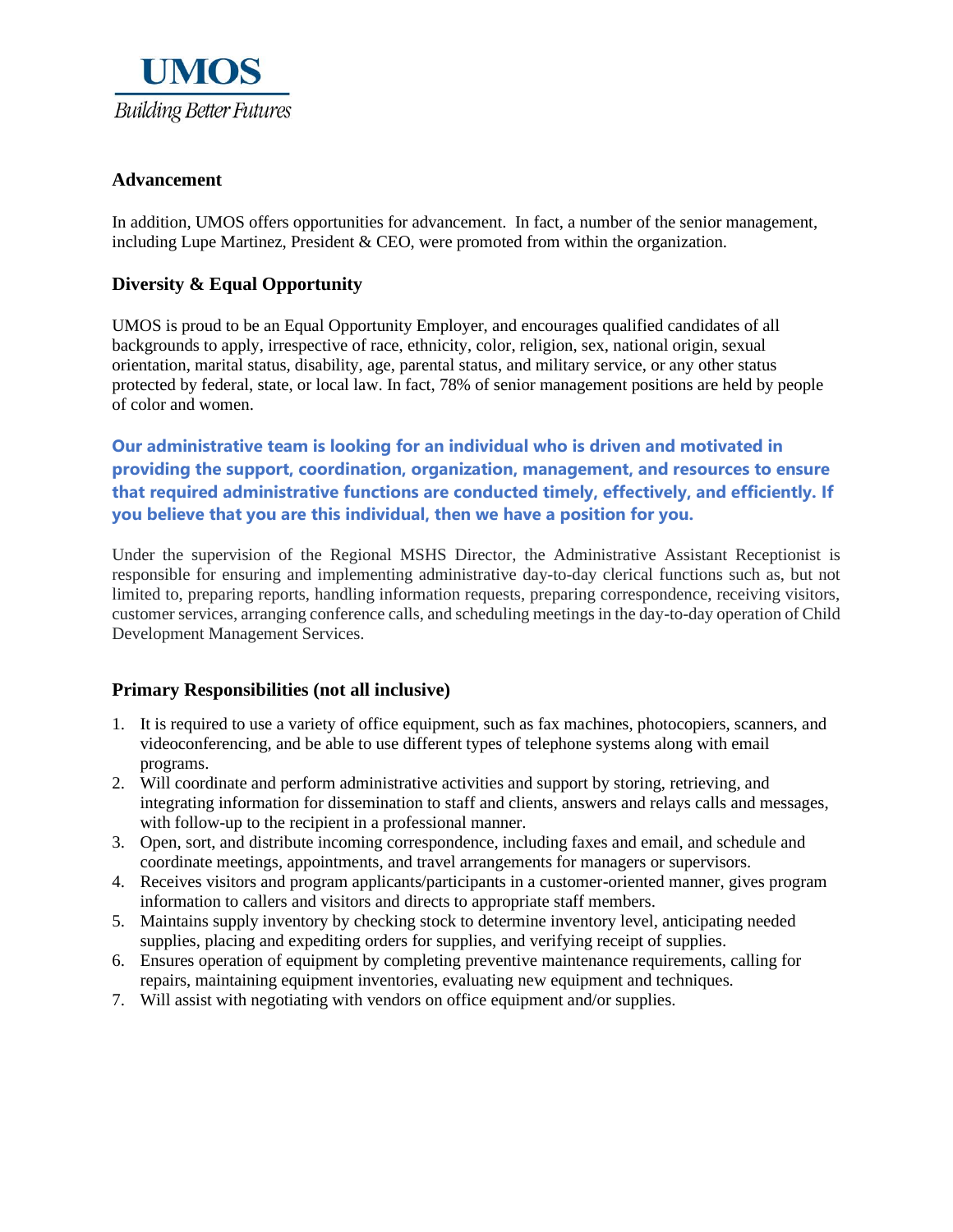**UMOS**

*Building Better Futures*

### Advancement

In addition, UMOS offers opportunities for advancement. In fact, a number of the senior management, including Lupe Martinez, President & CEO, were promoted from within the organization.

### Diversity & Equal Opportunity

UMOS is proud to be an Equal Opportunity Employer, and encourages qualified candidates of all backgrounds to apply, irrespective of race, ethnicity, color, religion, sex, national origin, sexual orientation, marital status, disability, age, parental status, and military service, or any other status protected by federal, state, or local law. In fact, 78% of senior management positions are held by people of color and women.

**Our administrative team is looking for an individual who is driven and motivated in providing the support, coordination, organization, management, and resources to ensure that required administrative functions are conducted timely, effectively, and efficiently. If you believe that you are this individual, then we have a position for you.**

Under the supervision of the Regional MSHS Director, the Administrative Assistant Receptionist is responsible for ensuring and implementing administrative day-to-day clerical functions such as, but not limited to, preparing reports, handling information requests, preparing correspondence, receiving visitors, customer services, arranging conference calls, and scheduling meetings in the day-to-day operation of Child Development Management Services.

### Primary Responsibilities (not all inclusive)

1. It is required to use a variety of office equipment, such as fax machines, photocopiers, scanners, and videoconferencing, and be able to use different types of telephone systems along with email programs.
2. Will coordinate and perform administrative activities and support by storing, retrieving, and integrating information for dissemination to staff and clients, answers and relays calls and messages, with follow-up to the recipient in a professional manner.
3. Open, sort, and distribute incoming correspondence, including faxes and email, and schedule and coordinate meetings, appointments, and travel arrangements for managers or supervisors.
4. Receives visitors and program applicants/participants in a customer-oriented manner, gives program information to callers and visitors and directs to appropriate staff members.
5. Maintains supply inventory by checking stock to determine inventory level, anticipating needed supplies, placing and expediting orders for supplies, and verifying receipt of supplies.
6. Ensures operation of equipment by completing preventive maintenance requirements, calling for repairs, maintaining equipment inventories, evaluating new equipment and techniques.
7. Will assist with negotiating with vendors on office equipment and/or supplies.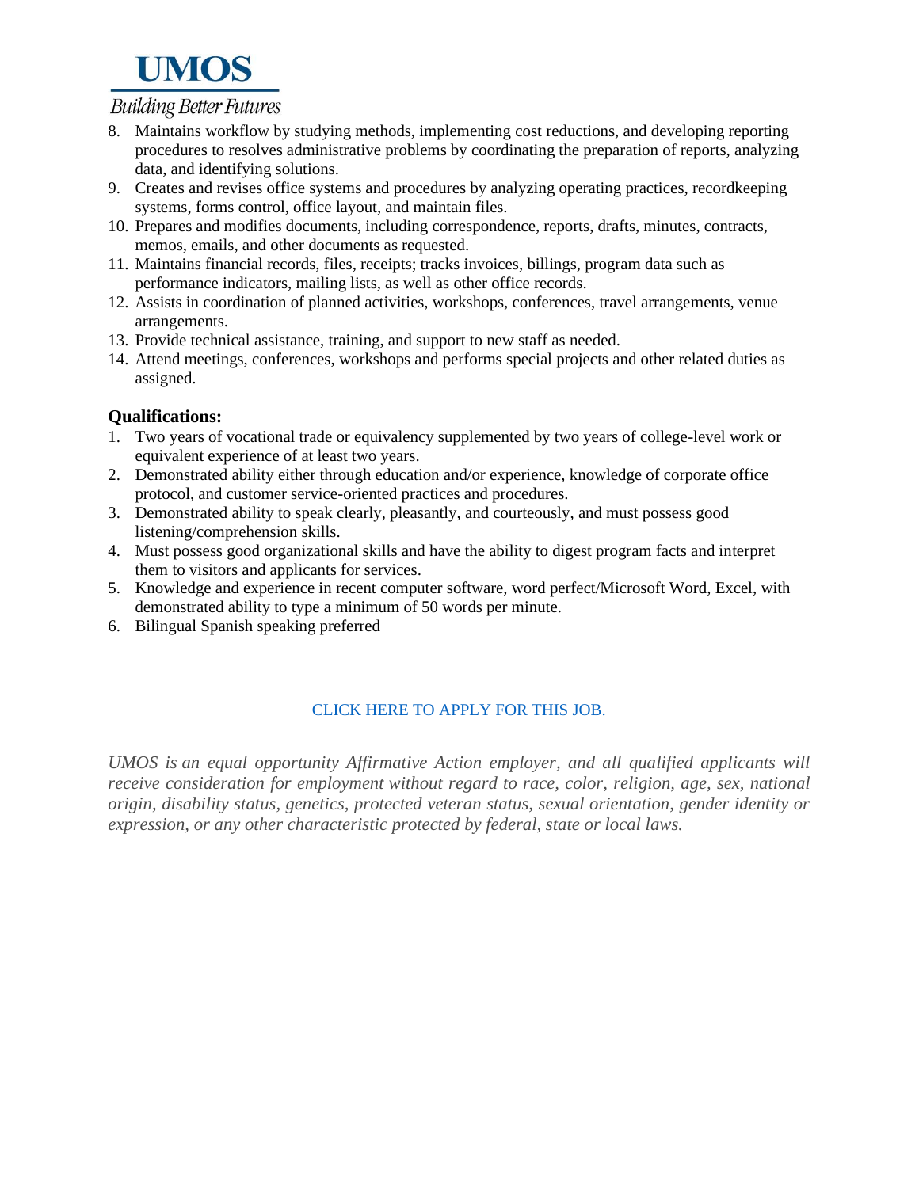8. Maintains workflow by studying methods, implementing cost reductions, and developing reporting procedures to resolves administrative problems by coordinating the preparation of reports, analyzing data, and identifying solutions.
9. Creates and revises office systems and procedures by analyzing operating practices, recordkeeping systems, forms control, office layout, and maintain files.
10. Prepares and modifies documents, including correspondence, reports, drafts, minutes, contracts, memos, emails, and other documents as requested.
11. Maintains financial records, files, receipts; tracks invoices, billings, program data such as performance indicators, mailing lists, as well as other office records.
12. Assists in coordination of planned activities, workshops, conferences, travel arrangements, venue arrangements.
13. Provide technical assistance, training, and support to new staff as needed.
14. Attend meetings, conferences, workshops and performs special projects and other related duties as assigned.

**Qualifications:**

1. Two years of vocational trade or equivalency supplemented by two years of college-level work or equivalent experience of at least two years.
2. Demonstrated ability either through education and/or experience, knowledge of corporate office protocol, and customer service-oriented practices and procedures.
3. Demonstrated ability to speak clearly, pleasantly, and courteously, and must possess good listening/comprehension skills.
4. Must possess good organizational skills and have the ability to digest program facts and interpret them to visitors and applicants for services.
5. Knowledge and experience in recent computer software, word perfect/Microsoft Word, Excel, with demonstrated ability to type a minimum of 50 words per minute.
6. Bilingual Spanish speaking preferred

CLICK HERE TO APPLY FOR THIS JOB.

*UMOS is an equal opportunity Affirmative Action employer, and all qualified applicants will receive consideration for employment without regard to race, color, religion, age, sex, national origin, disability status, genetics, protected veteran status, sexual orientation, gender identity or expression, or any other characteristic protected by federal, state or local laws.*